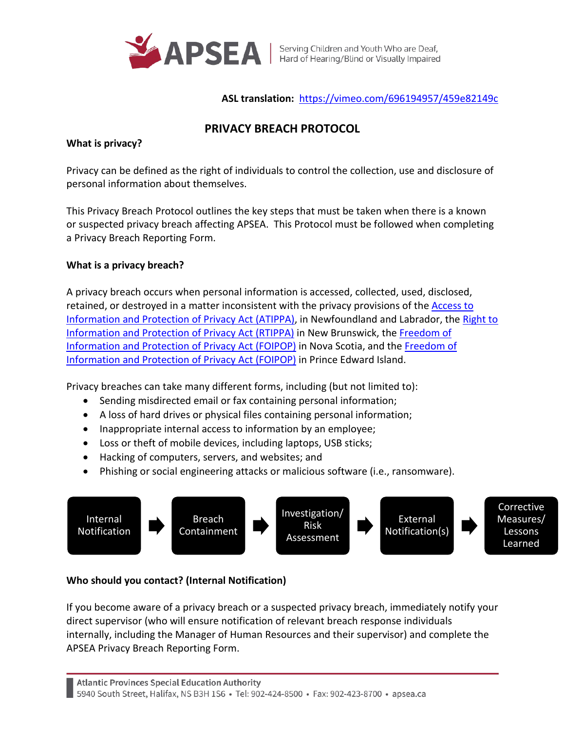**ASL translation:** [https://vimeo.com/696194957/459e82149c](https://vimeo.com/696194957/459e82149c)

# PRIVACY BREACH PROTOCOL

**What is privacy?**

Privacy can be defined as the right of individuals to control the collection, use and disclosure of personal information about themselves.

This Privacy Breach Protocol outlines the key steps that must be taken when there is a known or suspected privacy breach affecting APSEA. This Protocol must be followed when completing a Privacy Breach Reporting Form.

**What is a privacy breach?**

A privacy breach occurs when personal information is accessed, collected, used, disclosed, retained, or destroyed in a matter inconsistent with the privacy provisions of the Access to Information and Protection of Privacy Act (ATIPPA), in Newfoundland and Labrador, the Right to Information and Protection of Privacy Act (RTIPPA) in New Brunswick, the Freedom of Information and Protection of Privacy Act (FOIPOP) in Nova Scotia, and the Freedom of Information and Protection of Privacy Act (FOIPOP) in Prince Edward Island.

Privacy breaches can take many different forms, including (but not limited to):

- Sending misdirected email or fax containing personal information;
- A loss of hard drives or physical files containing personal information;
- Inappropriate internal access to information by an employee;
- Loss or theft of mobile devices, including laptops, USB sticks;
- Hacking of computers, servers, and websites; and
- Phishing or social engineering attacks or malicious software (i.e., ransomware).

Internal Notification → Breach Containment → Investigation/Risk Assessment → External Notification(s) → Corrective Measures/Lessons Learned

**Who should you contact? (Internal Notification)**

If you become aware of a privacy breach or a suspected privacy breach, immediately notify your direct supervisor (who will ensure notification of relevant breach response individuals internally, including the Manager of Human Resources and their supervisor) and complete the APSEA Privacy Breach Reporting Form.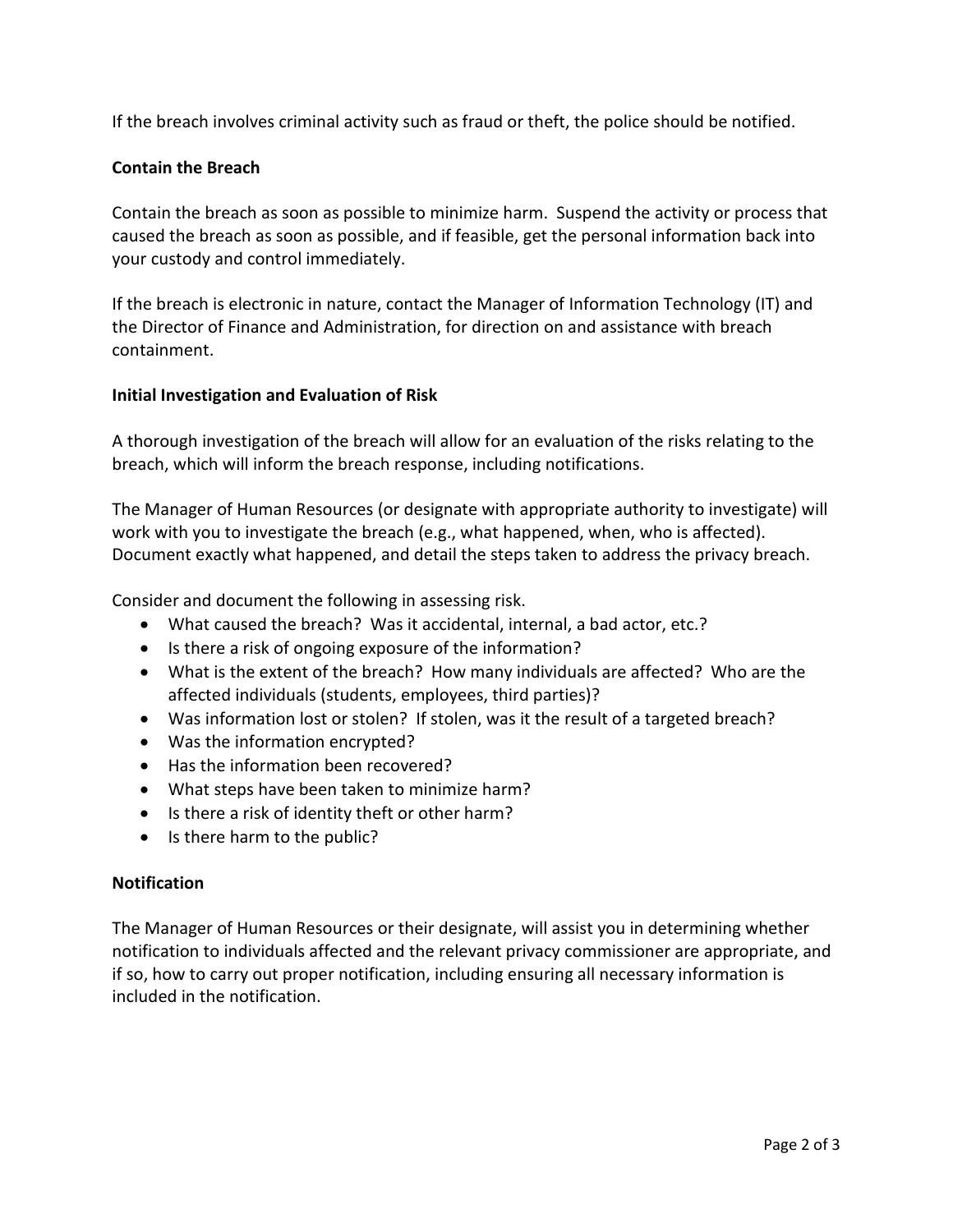If the breach involves criminal activity such as fraud or theft, the police should be notified.

**Contain the Breach**

Contain the breach as soon as possible to minimize harm. Suspend the activity or process that caused the breach as soon as possible, and if feasible, get the personal information back into your custody and control immediately.

If the breach is electronic in nature, contact the Manager of Information Technology (IT) and the Director of Finance and Administration, for direction on and assistance with breach containment.

**Initial Investigation and Evaluation of Risk**

A thorough investigation of the breach will allow for an evaluation of the risks relating to the breach, which will inform the breach response, including notifications.

The Manager of Human Resources (or designate with appropriate authority to investigate) will work with you to investigate the breach (e.g., what happened, when, who is affected). Document exactly what happened, and detail the steps taken to address the privacy breach.

Consider and document the following in assessing risk.

- What caused the breach? Was it accidental, internal, a bad actor, etc.?
- Is there a risk of ongoing exposure of the information?
- What is the extent of the breach? How many individuals are affected? Who are the affected individuals (students, employees, third parties)?
- Was information lost or stolen? If stolen, was it the result of a targeted breach?
- Was the information encrypted?
- Has the information been recovered?
- What steps have been taken to minimize harm?
- Is there a risk of identity theft or other harm?
- Is there harm to the public?

**Notification**

The Manager of Human Resources or their designate, will assist you in determining whether notification to individuals affected and the relevant privacy commissioner are appropriate, and if so, how to carry out proper notification, including ensuring all necessary information is included in the notification.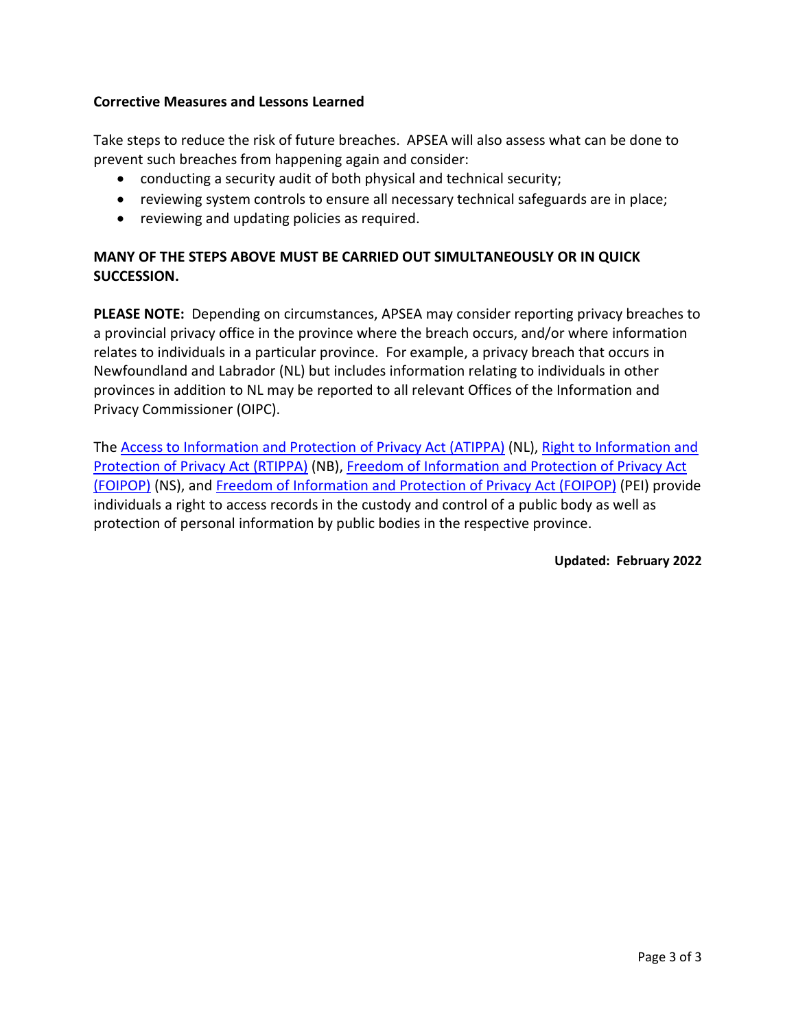**Corrective Measures and Lessons Learned**

Take steps to reduce the risk of future breaches. APSEA will also assess what can be done to prevent such breaches from happening again and consider:

- conducting a security audit of both physical and technical security;
- reviewing system controls to ensure all necessary technical safeguards are in place;
- reviewing and updating policies as required.

**MANY OF THE STEPS ABOVE MUST BE CARRIED OUT SIMULTANEOUSLY OR IN QUICK SUCCESSION.**

**PLEASE NOTE:** Depending on circumstances, APSEA may consider reporting privacy breaches to a provincial privacy office in the province where the breach occurs, and/or where information relates to individuals in a particular province. For example, a privacy breach that occurs in Newfoundland and Labrador (NL) but includes information relating to individuals in other provinces in addition to NL may be reported to all relevant Offices of the Information and Privacy Commissioner (OIPC).

The Access to Information and Protection of Privacy Act (ATIPPA) (NL), Right to Information and Protection of Privacy Act (RTIPPA) (NB), Freedom of Information and Protection of Privacy Act (FOIPOP) (NS), and Freedom of Information and Protection of Privacy Act (FOIPOP) (PEI) provide individuals a right to access records in the custody and control of a public body as well as protection of personal information by public bodies in the respective province.

**Updated: February 2022**